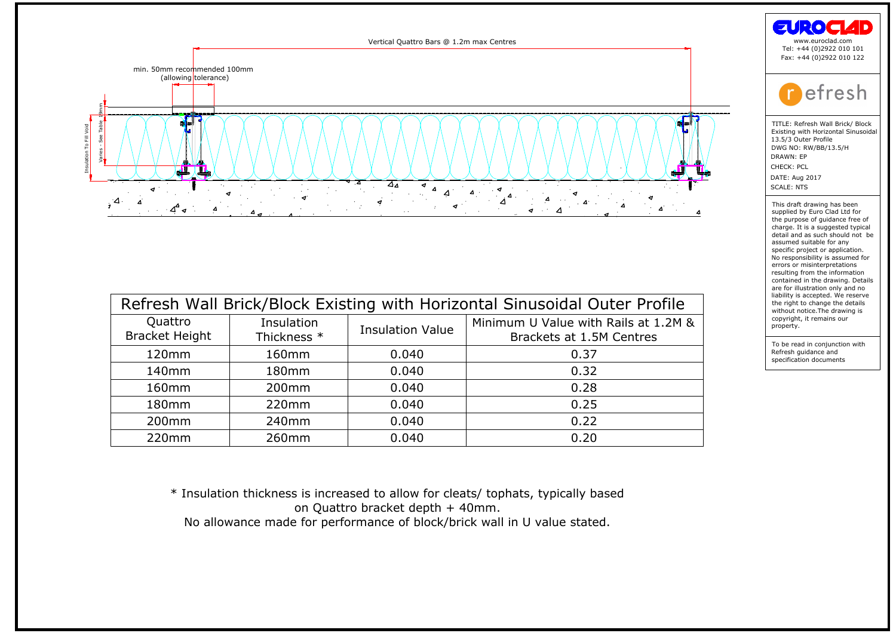Vertical Quattro Bars @ 1.2m max Centres

min. 50mm recommended 100mm (allowing tolerance)

Insulation To Fill Void

Varies - See Table

19mm

# Refresh Wall Brick/Block Existing with Horizontal Sinusoidal Outer Profile

| Quattro Bracket Height | Insulation Thickness * | Insulation Value | Minimum U Value with Rails at 1.2M & Brackets at 1.5M Centres |
|---|---|---|---|
| 120mm | 160mm | 0.040 | 0.37 |
| 140mm | 180mm | 0.040 | 0.32 |
| 160mm | 200mm | 0.040 | 0.28 |
| 180mm | 220mm | 0.040 | 0.25 |
| 200mm | 240mm | 0.040 | 0.22 |
| 220mm | 260mm | 0.040 | 0.20 |

* Insulation thickness is increased to allow for cleats/ tophats, typically based on Quattro bracket depth + 40mm.
No allowance made for performance of block/brick wall in U value stated.

EUROCLAD
www.euroclad.com
Tel: +44 (0)2922 010 101
Fax: +44 (0)2922 010 122

refresh

TITLE: Refresh Wall Brick/ Block Existing with Horizontal Sinusoidal 13.5/3 Outer Profile
DWG NO: RW/BB/13.5/H
DRAWN: EP
CHECK: PCL
DATE: Aug 2017
SCALE: NTS

This draft drawing has been supplied by Euro Clad Ltd for the purpose of guidance free of charge. It is a suggested typical detail and as such should not be assumed suitable for any specific project or application. No responsibility is assumed for errors or misinterpretations resulting from the information contained in the drawing. Details are for illustration only and no liability is accepted. We reserve the right to change the details without notice.The drawing is copyright, it remains our property.

To be read in conjunction with Refresh guidance and specification documents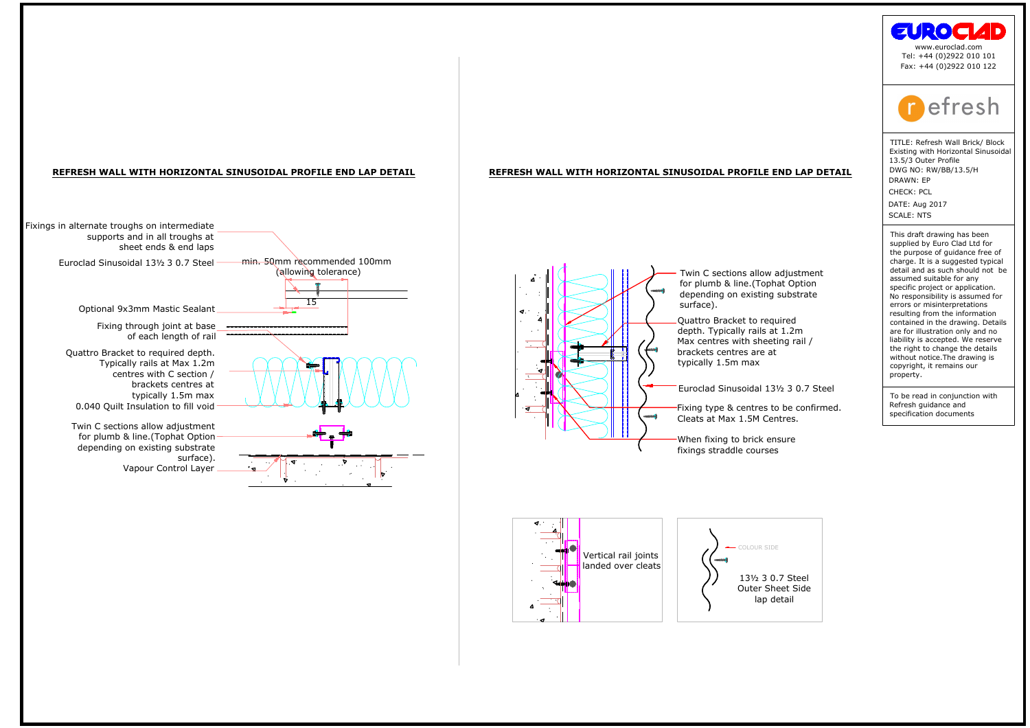## REFRESH WALL WITH HORIZONTAL SINUSOIDAL PROFILE END LAP DETAIL

Fixings in alternate troughs on intermediate supports and in all troughs at sheet ends & end laps

Euroclad Sinusoidal 13½ 3 0.7 Steel

min. 50mm recommended 100mm (allowing tolerance)

15

Optional 9x3mm Mastic Sealant

Fixing through joint at base of each length of rail

Quattro Bracket to required depth. Typically rails at Max 1.2m centres with C section / brackets centres at typically 1.5m max

0.040 Quilt Insulation to fill void

Twin C sections allow adjustment for plumb & line.(Tophat Option depending on existing substrate surface).

Vapour Control Layer

## REFRESH WALL WITH HORIZONTAL SINUSOIDAL PROFILE END LAP DETAIL

Twin C sections allow adjustment for plumb & line.(Tophat Option depending on existing substrate surface).

Quattro Bracket to required depth. Typically rails at 1.2m Max centres with sheeting rail / brackets centres are at typically 1.5m max

Euroclad Sinusoidal 13½ 3 0.7 Steel

Fixing type & centres to be confirmed. Cleats at Max 1.5M Centres.

When fixing to brick ensure fixings straddle courses

Vertical rail joints landed over cleats

COLOUR SIDE

13½ 3 0.7 Steel Outer Sheet Side lap detail

EUROCLAD

www.euroclad.com
Tel: +44 (0)2922 010 101
Fax: +44 (0)2922 010 122

refresh

TITLE: Refresh Wall Brick/ Block Existing with Horizontal Sinusoidal 13.5/3 Outer Profile
DWG NO: RW/BB/13.5/H
DRAWN: EP
CHECK: PCL
DATE: Aug 2017
SCALE: NTS

This draft drawing has been supplied by Euro Clad Ltd for the purpose of guidance free of charge. It is a suggested typical detail and as such should not be assumed suitable for any specific project or application. No responsibility is assumed for errors or misinterpretations resulting from the information contained in the drawing. Details are for illustration only and no liability is accepted. We reserve the right to change the details without notice.The drawing is copyright, it remains our property.

To be read in conjunction with Refresh guidance and specification documents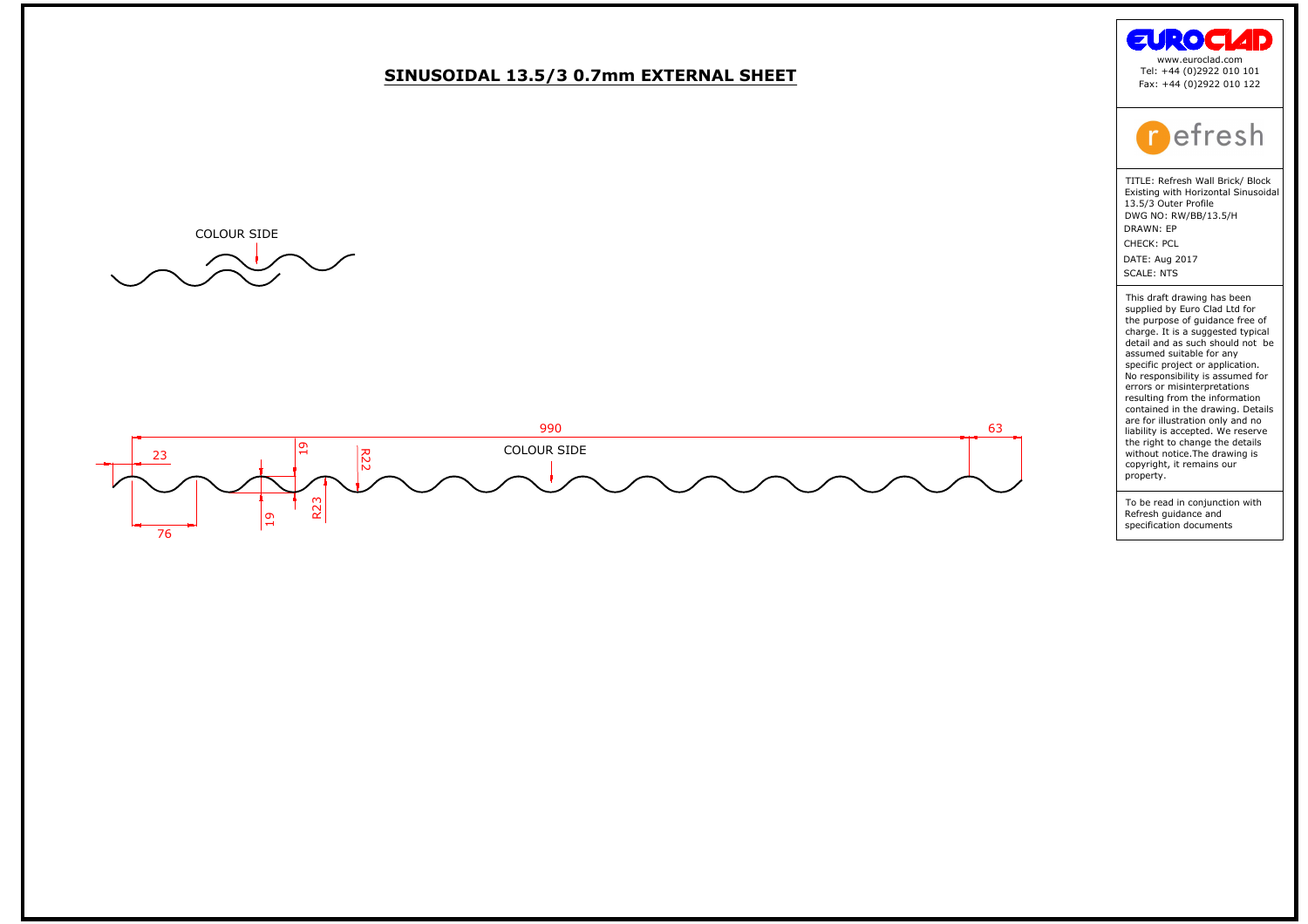# SINUSOIDAL 13.5/3 0.7mm EXTERNAL SHEET

COLOUR SIDE

990

63

23

19

R22

COLOUR SIDE

19

R23

76

EUROCLAD

www.euroclad.com
Tel: +44 (0)2922 010 101
Fax: +44 (0)2922 010 122

refresh

TITLE: Refresh Wall Brick/ Block Existing with Horizontal Sinusoidal 13.5/3 Outer Profile
DWG NO: RW/BB/13.5/H
DRAWN: EP
CHECK: PCL
DATE: Aug 2017
SCALE: NTS

This draft drawing has been supplied by Euro Clad Ltd for the purpose of guidance free of charge. It is a suggested typical detail and as such should not be assumed suitable for any specific project or application. No responsibility is assumed for errors or misinterpretations resulting from the information contained in the drawing. Details are for illustration only and no liability is accepted. We reserve the right to change the details without notice.The drawing is copyright, it remains our property.

To be read in conjunction with Refresh guidance and specification documents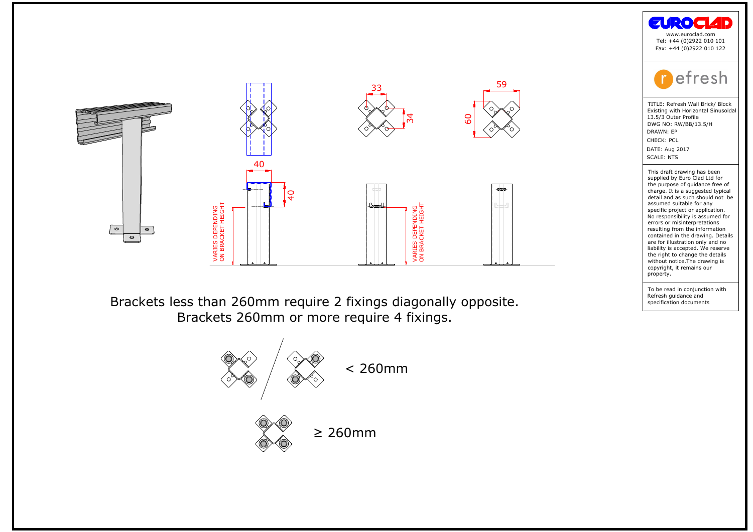33

34

59

60

40

40

VARIES DEPENDING ON BRACKET HEIGHT

VARIES DEPENDING ON BRACKET HEIGHT

Brackets less than 260mm require 2 fixings diagonally opposite.
Brackets 260mm or more require 4 fixings.

< 260mm

≥ 260mm

EUROCLAD
www.euroclad.com
Tel: +44 (0)2922 010 101
Fax: +44 (0)2922 010 122

refresh

TITLE: Refresh Wall Brick/ Block Existing with Horizontal Sinusoidal 13.5/3 Outer Profile
DWG NO: RW/BB/13.5/H
DRAWN: EP
CHECK: PCL
DATE: Aug 2017
SCALE: NTS

This draft drawing has been supplied by Euro Clad Ltd for the purpose of guidance free of charge. It is a suggested typical detail and as such should not be assumed suitable for any specific project or application. No responsibility is assumed for errors or misinterpretations resulting from the information contained in the drawing. Details are for illustration only and no liability is accepted. We reserve the right to change the details without notice.The drawing is copyright, it remains our property.

To be read in conjunction with Refresh guidance and specification documents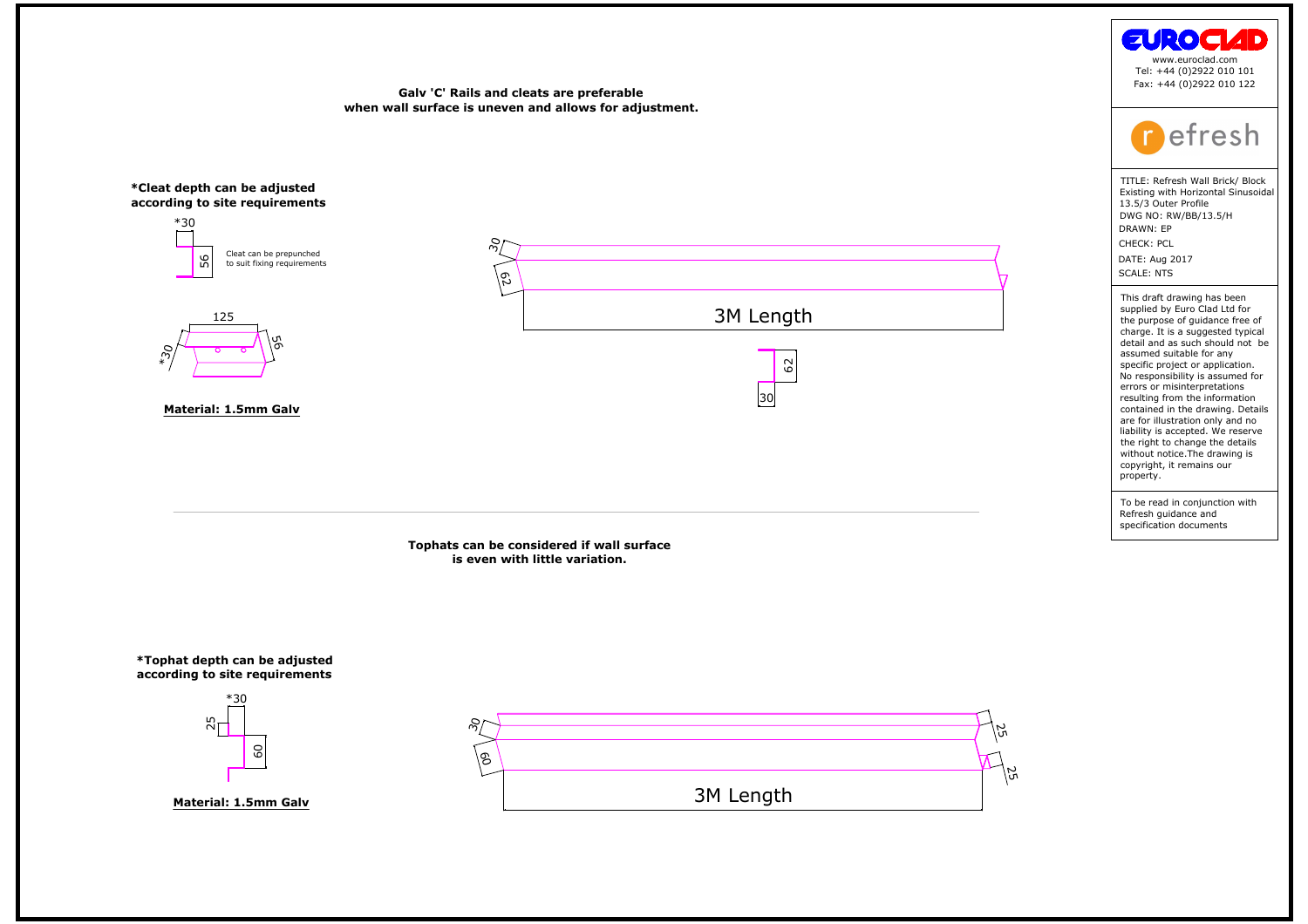**Galv 'C' Rails and cleats are preferable when wall surface is uneven and allows for adjustment.**

**\*Cleat depth can be adjusted according to site requirements**

*30

56

Cleat can be prepunched to suit fixing requirements

125

*30

56

**Material: 1.5mm Galv**

30

62

3M Length

62

30

**Tophats can be considered if wall surface is even with little variation.**

**\*Tophat depth can be adjusted according to site requirements**

*30

25

60

**Material: 1.5mm Galv**

30

60

25

25

3M Length

www.euroclad.com
Tel: +44 (0)2922 010 101
Fax: +44 (0)2922 010 122

refresh

TITLE: Refresh Wall Brick/ Block Existing with Horizontal Sinusoidal 13.5/3 Outer Profile
DWG NO: RW/BB/13.5/H
DRAWN: EP
CHECK: PCL
DATE: Aug 2017
SCALE: NTS

This draft drawing has been supplied by Euro Clad Ltd for the purpose of guidance free of charge. It is a suggested typical detail and as such should not be assumed suitable for any specific project or application. No responsibility is assumed for errors or misinterpretations resulting from the information contained in the drawing. Details are for illustration only and no liability is accepted. We reserve the right to change the details without notice.The drawing is copyright, it remains our property.

To be read in conjunction with Refresh guidance and specification documents